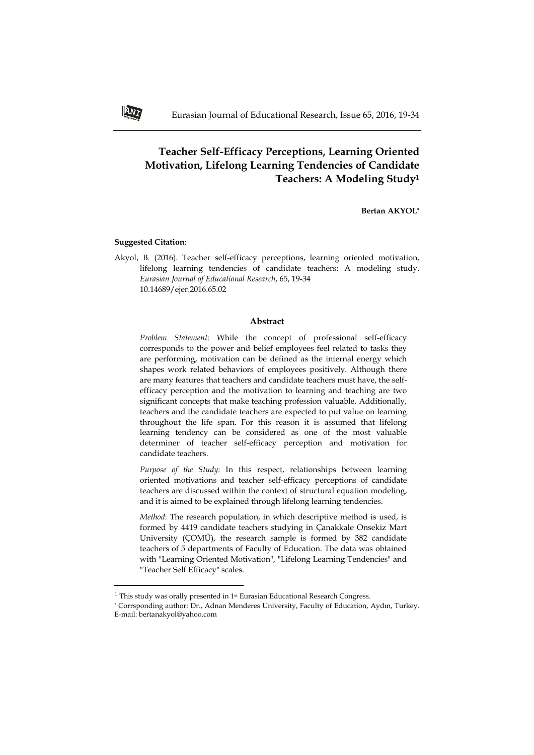# Teacher Self-Efficacy Perceptions, Learning Oriented Motivation, Lifelong Learning Tendencies of Candidate Teachers: A Modeling Study[1]

**Bertan AKYOL***

**Suggested Citation**:

Akyol, B. (2016). Teacher self-efficacy perceptions, learning oriented motivation, lifelong learning tendencies of candidate teachers: A modeling study. *Eurasian Journal of Educational Research*, 65, 19-34 10.14689/ejer.2016.65.02

## Abstract

*Problem Statement*: While the concept of professional self-efficacy corresponds to the power and belief employees feel related to tasks they are performing, motivation can be defined as the internal energy which shapes work related behaviors of employees positively. Although there are many features that teachers and candidate teachers must have, the self-efficacy perception and the motivation to learning and teaching are two significant concepts that make teaching profession valuable. Additionally, teachers and the candidate teachers are expected to put value on learning throughout the life span. For this reason it is assumed that lifelong learning tendency can be considered as one of the most valuable determiner of teacher self-efficacy perception and motivation for candidate teachers.

*Purpose of the Study*: In this respect, relationships between learning oriented motivations and teacher self-efficacy perceptions of candidate teachers are discussed within the context of structural equation modeling, and it is aimed to be explained through lifelong learning tendencies.

*Method*: The research population, in which descriptive method is used, is formed by 4419 candidate teachers studying in Çanakkale Onsekiz Mart University (ÇOMÜ), the research sample is formed by 382 candidate teachers of 5 departments of Faculty of Education. The data was obtained with "Learning Oriented Motivation", "Lifelong Learning Tendencies" and "Teacher Self Efficacy" scales.

---

[1] This study was orally presented in 1st Eurasian Educational Research Congress.

* Corrsponding author: Dr., Adnan Menderes University, Faculty of Education, Aydın, Turkey. E-mail: bertanakyol@yahoo.com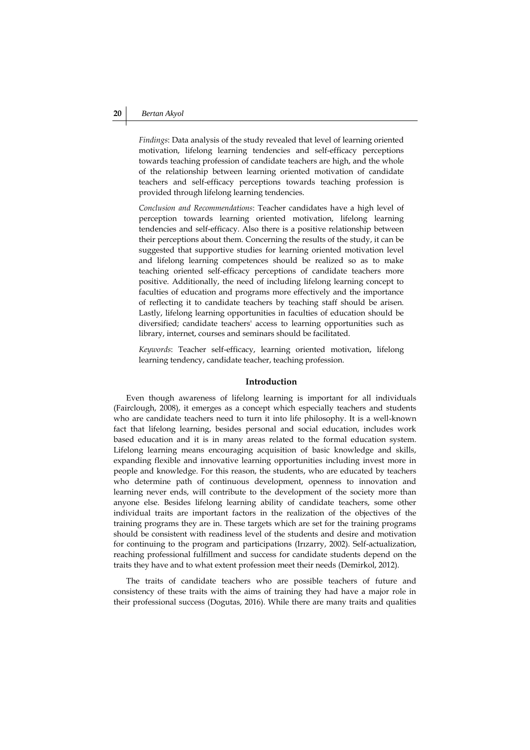*Findings*: Data analysis of the study revealed that level of learning oriented motivation, lifelong learning tendencies and self-efficacy perceptions towards teaching profession of candidate teachers are high, and the whole of the relationship between learning oriented motivation of candidate teachers and self-efficacy perceptions towards teaching profession is provided through lifelong learning tendencies.

*Conclusion and Recommendations*: Teacher candidates have a high level of perception towards learning oriented motivation, lifelong learning tendencies and self-efficacy. Also there is a positive relationship between their perceptions about them. Concerning the results of the study, it can be suggested that supportive studies for learning oriented motivation level and lifelong learning competences should be realized so as to make teaching oriented self-efficacy perceptions of candidate teachers more positive. Additionally, the need of including lifelong learning concept to faculties of education and programs more effectively and the importance of reflecting it to candidate teachers by teaching staff should be arisen. Lastly, lifelong learning opportunities in faculties of education should be diversified; candidate teachers' access to learning opportunities such as library, internet, courses and seminars should be facilitated.

*Keywords*: Teacher self-efficacy, learning oriented motivation, lifelong learning tendency, candidate teacher, teaching profession.

## Introduction

Even though awareness of lifelong learning is important for all individuals (Fairclough, 2008), it emerges as a concept which especially teachers and students who are candidate teachers need to turn it into life philosophy. It is a well-known fact that lifelong learning, besides personal and social education, includes work based education and it is in many areas related to the formal education system. Lifelong learning means encouraging acquisition of basic knowledge and skills, expanding flexible and innovative learning opportunities including invest more in people and knowledge. For this reason, the students, who are educated by teachers who determine path of continuous development, openness to innovation and learning never ends, will contribute to the development of the society more than anyone else. Besides lifelong learning ability of candidate teachers, some other individual traits are important factors in the realization of the objectives of the training programs they are in. These targets which are set for the training programs should be consistent with readiness level of the students and desire and motivation for continuing to the program and participations (Irızarry, 2002). Self-actualization, reaching professional fulfillment and success for candidate students depend on the traits they have and to what extent profession meet their needs (Demirkol, 2012).

The traits of candidate teachers who are possible teachers of future and consistency of these traits with the aims of training they had have a major role in their professional success (Dogutas, 2016). While there are many traits and qualities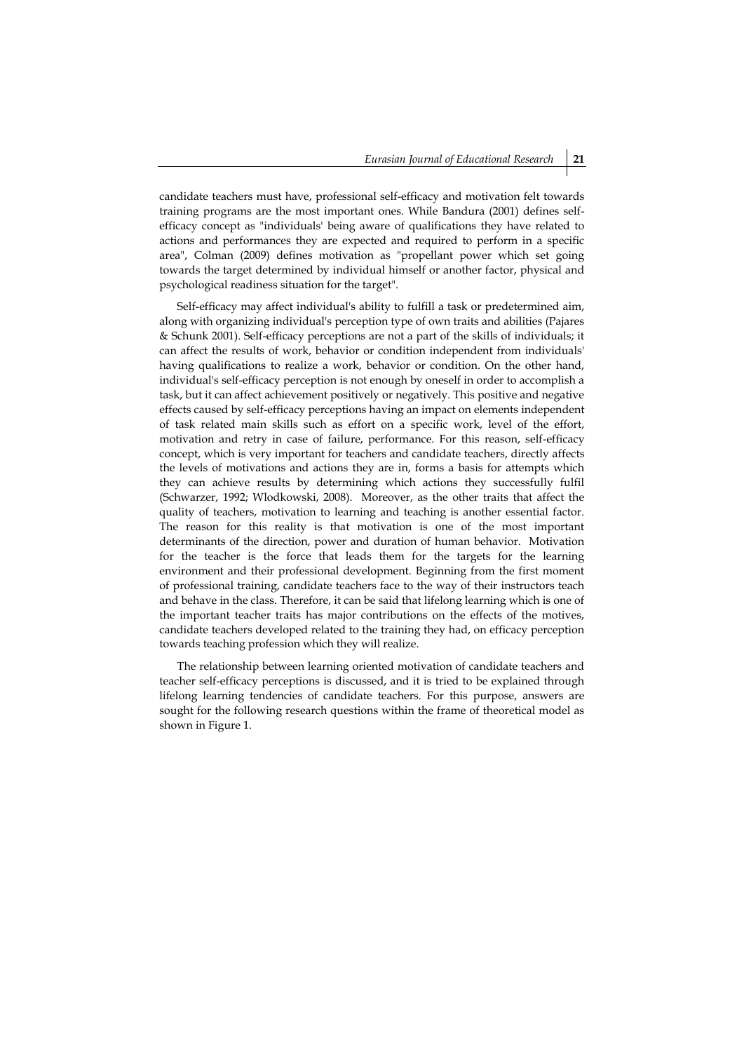candidate teachers must have, professional self-efficacy and motivation felt towards training programs are the most important ones. While Bandura (2001) defines self-efficacy concept as "individuals' being aware of qualifications they have related to actions and performances they are expected and required to perform in a specific area", Colman (2009) defines motivation as "propellant power which set going towards the target determined by individual himself or another factor, physical and psychological readiness situation for the target".

Self-efficacy may affect individual's ability to fulfill a task or predetermined aim, along with organizing individual's perception type of own traits and abilities (Pajares & Schunk 2001). Self-efficacy perceptions are not a part of the skills of individuals; it can affect the results of work, behavior or condition independent from individuals' having qualifications to realize a work, behavior or condition. On the other hand, individual's self-efficacy perception is not enough by oneself in order to accomplish a task, but it can affect achievement positively or negatively. This positive and negative effects caused by self-efficacy perceptions having an impact on elements independent of task related main skills such as effort on a specific work, level of the effort, motivation and retry in case of failure, performance. For this reason, self-efficacy concept, which is very important for teachers and candidate teachers, directly affects the levels of motivations and actions they are in, forms a basis for attempts which they can achieve results by determining which actions they successfully fulfil (Schwarzer, 1992; Wlodkowski, 2008). Moreover, as the other traits that affect the quality of teachers, motivation to learning and teaching is another essential factor. The reason for this reality is that motivation is one of the most important determinants of the direction, power and duration of human behavior. Motivation for the teacher is the force that leads them for the targets for the learning environment and their professional development. Beginning from the first moment of professional training, candidate teachers face to the way of their instructors teach and behave in the class. Therefore, it can be said that lifelong learning which is one of the important teacher traits has major contributions on the effects of the motives, candidate teachers developed related to the training they had, on efficacy perception towards teaching profession which they will realize.

The relationship between learning oriented motivation of candidate teachers and teacher self-efficacy perceptions is discussed, and it is tried to be explained through lifelong learning tendencies of candidate teachers. For this purpose, answers are sought for the following research questions within the frame of theoretical model as shown in Figure 1.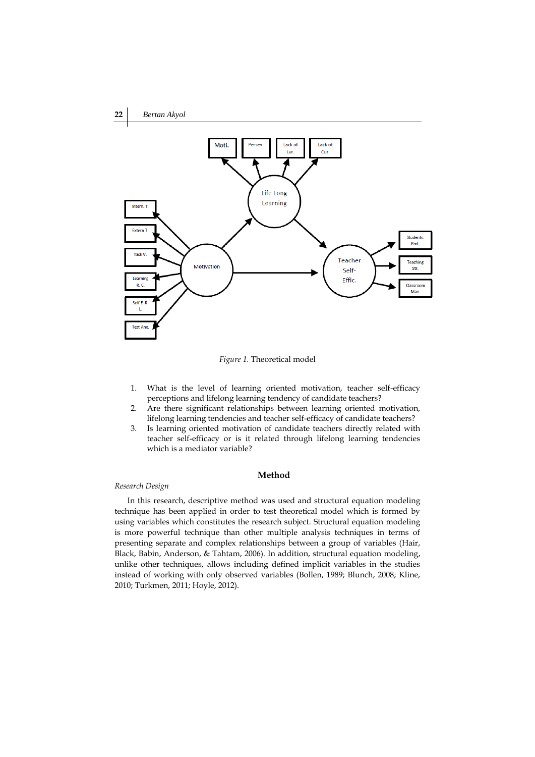*Figure 1.* Theoretical model

1. What is the level of learning oriented motivation, teacher self-efficacy perceptions and lifelong learning tendency of candidate teachers?
2. Are there significant relationships between learning oriented motivation, lifelong learning tendencies and teacher self-efficacy of candidate teachers?
3. Is learning oriented motivation of candidate teachers directly related with teacher self-efficacy or is it related through lifelong learning tendencies which is a mediator variable?

## Method

*Research Design*

In this research, descriptive method was used and structural equation modeling technique has been applied in order to test theoretical model which is formed by using variables which constitutes the research subject. Structural equation modeling is more powerful technique than other multiple analysis techniques in terms of presenting separate and complex relationships between a group of variables (Hair, Black, Babin, Anderson, & Tahtam, 2006). In addition, structural equation modeling, unlike other techniques, allows including defined implicit variables in the studies instead of working with only observed variables (Bollen, 1989; Blunch, 2008; Kline, 2010; Turkmen, 2011; Hoyle, 2012).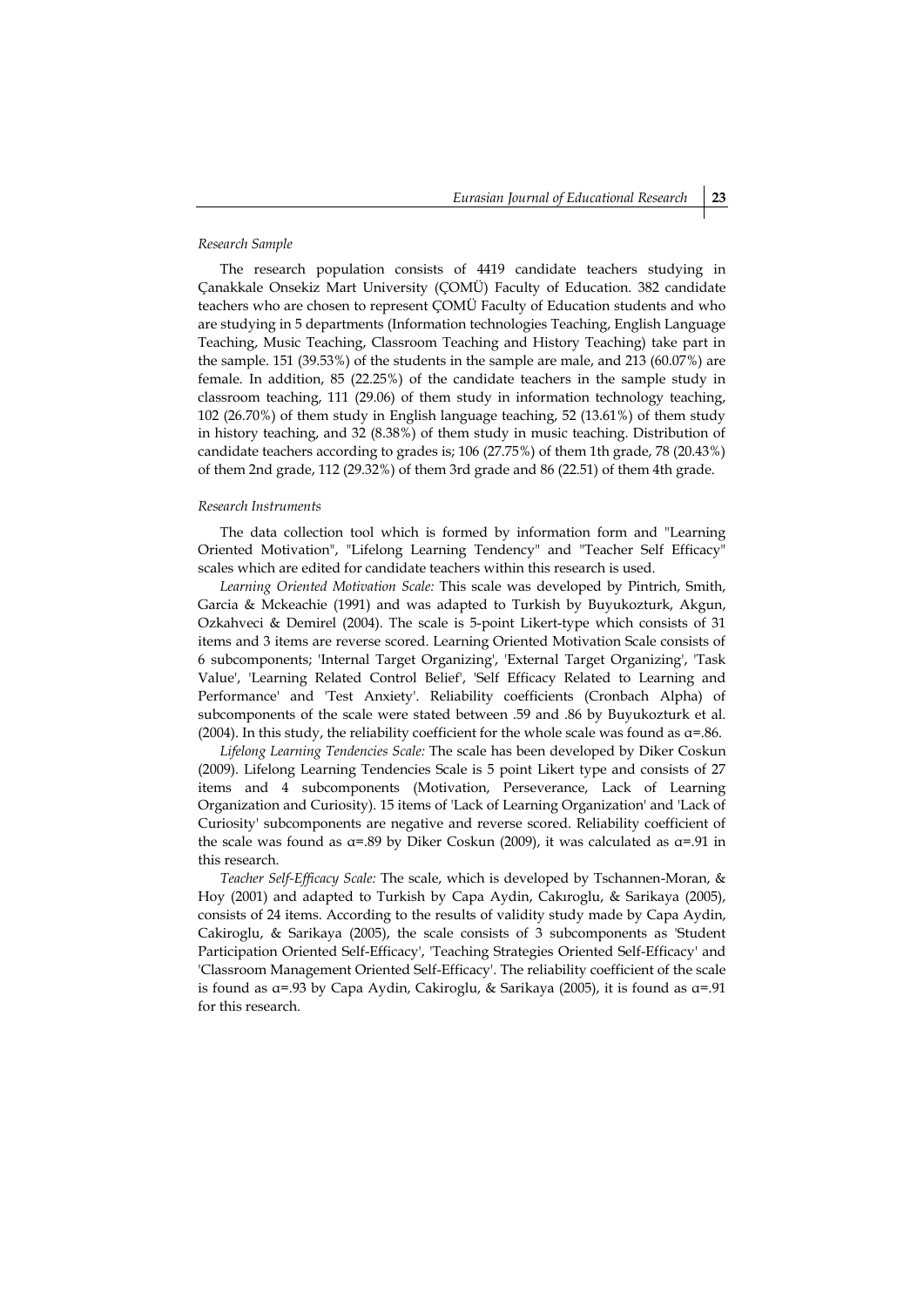*Research Sample*

The research population consists of 4419 candidate teachers studying in Çanakkale Onsekiz Mart University (ÇOMÜ) Faculty of Education. 382 candidate teachers who are chosen to represent ÇOMÜ Faculty of Education students and who are studying in 5 departments (Information technologies Teaching, English Language Teaching, Music Teaching, Classroom Teaching and History Teaching) take part in the sample. 151 (39.53%) of the students in the sample are male, and 213 (60.07%) are female. In addition, 85 (22.25%) of the candidate teachers in the sample study in classroom teaching, 111 (29.06) of them study in information technology teaching, 102 (26.70%) of them study in English language teaching, 52 (13.61%) of them study in history teaching, and 32 (8.38%) of them study in music teaching. Distribution of candidate teachers according to grades is; 106 (27.75%) of them 1th grade, 78 (20.43%) of them 2nd grade, 112 (29.32%) of them 3rd grade and 86 (22.51) of them 4th grade.

*Research Instruments*

The data collection tool which is formed by information form and "Learning Oriented Motivation", "Lifelong Learning Tendency" and "Teacher Self Efficacy" scales which are edited for candidate teachers within this research is used.

*Learning Oriented Motivation Scale:* This scale was developed by Pintrich, Smith, Garcia & Mckeachie (1991) and was adapted to Turkish by Buyukozturk, Akgun, Ozkahveci & Demirel (2004). The scale is 5-point Likert-type which consists of 31 items and 3 items are reverse scored. Learning Oriented Motivation Scale consists of 6 subcomponents; 'Internal Target Organizing', 'External Target Organizing', 'Task Value', 'Learning Related Control Belief', 'Self Efficacy Related to Learning and Performance' and 'Test Anxiety'. Reliability coefficients (Cronbach Alpha) of subcomponents of the scale were stated between .59 and .86 by Buyukozturk et al. (2004). In this study, the reliability coefficient for the whole scale was found as $\alpha$=.86.

*Lifelong Learning Tendencies Scale:* The scale has been developed by Diker Coskun (2009). Lifelong Learning Tendencies Scale is 5 point Likert type and consists of 27 items and 4 subcomponents (Motivation, Perseverance, Lack of Learning Organization and Curiosity). 15 items of 'Lack of Learning Organization' and 'Lack of Curiosity' subcomponents are negative and reverse scored. Reliability coefficient of the scale was found as $\alpha$=.89 by Diker Coskun (2009), it was calculated as $\alpha$=.91 in this research.

*Teacher Self-Efficacy Scale:* The scale, which is developed by Tschannen-Moran, & Hoy (2001) and adapted to Turkish by Capa Aydin, Cakıroglu, & Sarikaya (2005), consists of 24 items. According to the results of validity study made by Capa Aydin, Cakiroglu, & Sarikaya (2005), the scale consists of 3 subcomponents as 'Student Participation Oriented Self-Efficacy', 'Teaching Strategies Oriented Self-Efficacy' and 'Classroom Management Oriented Self-Efficacy'. The reliability coefficient of the scale is found as $\alpha$=.93 by Capa Aydin, Cakiroglu, & Sarikaya (2005), it is found as $\alpha$=.91 for this research.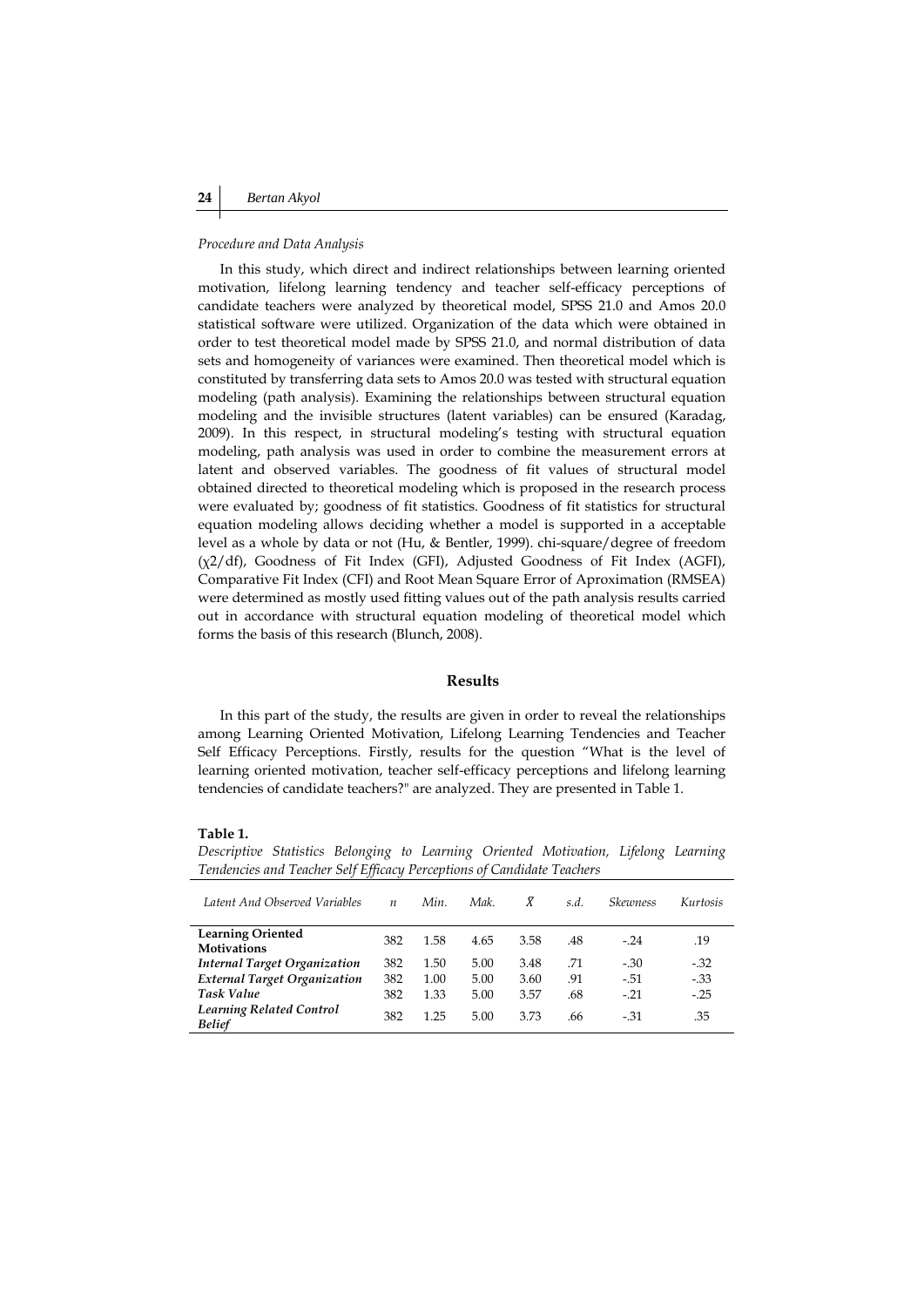*Procedure and Data Analysis*

In this study, which direct and indirect relationships between learning oriented motivation, lifelong learning tendency and teacher self-efficacy perceptions of candidate teachers were analyzed by theoretical model, SPSS 21.0 and Amos 20.0 statistical software were utilized. Organization of the data which were obtained in order to test theoretical model made by SPSS 21.0, and normal distribution of data sets and homogeneity of variances were examined. Then theoretical model which is constituted by transferring data sets to Amos 20.0 was tested with structural equation modeling (path analysis). Examining the relationships between structural equation modeling and the invisible structures (latent variables) can be ensured (Karadag, 2009). In this respect, in structural modeling's testing with structural equation modeling, path analysis was used in order to combine the measurement errors at latent and observed variables. The goodness of fit values of structural model obtained directed to theoretical modeling which is proposed in the research process were evaluated by; goodness of fit statistics. Goodness of fit statistics for structural equation modeling allows deciding whether a model is supported in a acceptable level as a whole by data or not (Hu, & Bentler, 1999). chi-square/degree of freedom ($\chi 2/df$), Goodness of Fit Index (GFI), Adjusted Goodness of Fit Index (AGFI), Comparative Fit Index (CFI) and Root Mean Square Error of Aproximation (RMSEA) were determined as mostly used fitting values out of the path analysis results carried out in accordance with structural equation modeling of theoretical model which forms the basis of this research (Blunch, 2008).

## Results

In this part of the study, the results are given in order to reveal the relationships among Learning Oriented Motivation, Lifelong Learning Tendencies and Teacher Self Efficacy Perceptions. Firstly, results for the question "What is the level of learning oriented motivation, teacher self-efficacy perceptions and lifelong learning tendencies of candidate teachers?" are analyzed. They are presented in Table 1.

**Table 1.**

*Descriptive Statistics Belonging to Learning Oriented Motivation, Lifelong Learning Tendencies and Teacher Self Efficacy Perceptions of Candidate Teachers*

| *Latent And Observed Variables* | *n* | *Min.* | *Mak.* | $\bar{X}$ | *s.d.* | *Skewness* | *Kurtosis* |
|---|---|---|---|---|---|---|---|
| **Learning Oriented Motivations** | 382 | 1.58 | 4.65 | 3.58 | .48 | -.24 | .19 |
| ***Internal Target Organization*** | 382 | 1.50 | 5.00 | 3.48 | .71 | -.30 | -.32 |
| ***External Target Organization*** | 382 | 1.00 | 5.00 | 3.60 | .91 | -.51 | -.33 |
| ***Task Value*** | 382 | 1.33 | 5.00 | 3.57 | .68 | -.21 | -.25 |
| ***Learning Related Control Belief*** | 382 | 1.25 | 5.00 | 3.73 | .66 | -.31 | .35 |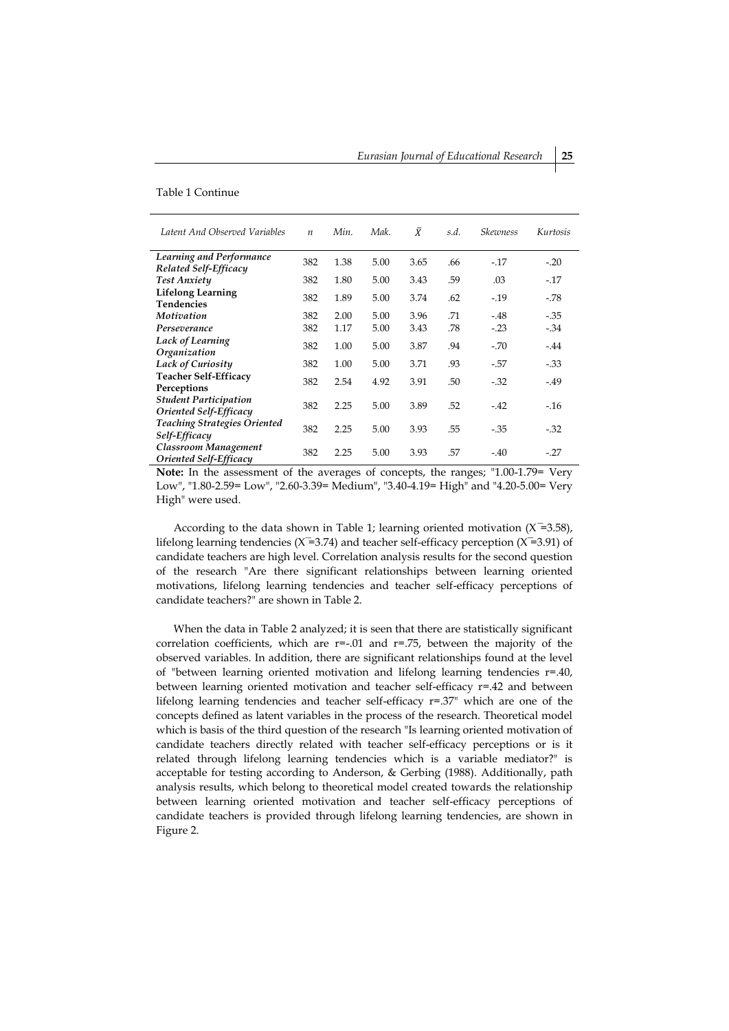Table 1 Continue

| *Latent And Observed Variables* | *n* | *Min.* | *Mak.* | $\bar{X}$ | *s.d.* | *Skewness* | *Kurtosis* |
|---|---|---|---|---|---|---|---|
| ***Learning and Performance Related Self-Efficacy*** | 382 | 1.38 | 5.00 | 3.65 | .66 | -.17 | -.20 |
| ***Test Anxiety*** | 382 | 1.80 | 5.00 | 3.43 | .59 | .03 | -.17 |
| **Lifelong Learning Tendencies** | 382 | 1.89 | 5.00 | 3.74 | .62 | -.19 | -.78 |
| ***Motivation*** | 382 | 2.00 | 5.00 | 3.96 | .71 | -.48 | -.35 |
| ***Perseverance*** | 382 | 1.17 | 5.00 | 3.43 | .78 | -.23 | -.34 |
| ***Lack of Learning Organization*** | 382 | 1.00 | 5.00 | 3.87 | .94 | -.70 | -.44 |
| ***Lack of Curiosity*** | 382 | 1.00 | 5.00 | 3.71 | .93 | -.57 | -.33 |
| **Teacher Self-Efficacy Perceptions** | 382 | 2.54 | 4.92 | 3.91 | .50 | -.32 | -.49 |
| ***Student Participation Oriented Self-Efficacy*** | 382 | 2.25 | 5.00 | 3.89 | .52 | -.42 | -.16 |
| ***Teaching Strategies Oriented Self-Efficacy*** | 382 | 2.25 | 5.00 | 3.93 | .55 | -.35 | -.32 |
| ***Classroom Management Oriented Self-Efficacy*** | 382 | 2.25 | 5.00 | 3.93 | .57 | -.40 | -.27 |

**Note:** In the assessment of the averages of concepts, the ranges; "1.00-1.79= Very Low", "1.80-2.59= Low", "2.60-3.39= Medium", "3.40-4.19= High" and "4.20-5.00= Very High" were used.

According to the data shown in Table 1; learning oriented motivation ($\bar{X}$=3.58), lifelong learning tendencies ($\bar{X}$=3.74) and teacher self-efficacy perception ($\bar{X}$=3.91) of candidate teachers are high level. Correlation analysis results for the second question of the research "Are there significant relationships between learning oriented motivations, lifelong learning tendencies and teacher self-efficacy perceptions of candidate teachers?" are shown in Table 2.

When the data in Table 2 analyzed; it is seen that there are statistically significant correlation coefficients, which are $r$=-.01 and $r$=.75, between the majority of the observed variables. In addition, there are significant relationships found at the level of "between learning oriented motivation and lifelong learning tendencies $r$=.40, between learning oriented motivation and teacher self-efficacy $r$=.42 and between lifelong learning tendencies and teacher self-efficacy $r$=.37" which are one of the concepts defined as latent variables in the process of the research. Theoretical model which is basis of the third question of the research "Is learning oriented motivation of candidate teachers directly related with teacher self-efficacy perceptions or is it related through lifelong learning tendencies which is a variable mediator?" is acceptable for testing according to Anderson, & Gerbing (1988). Additionally, path analysis results, which belong to theoretical model created towards the relationship between learning oriented motivation and teacher self-efficacy perceptions of candidate teachers is provided through lifelong learning tendencies, are shown in Figure 2.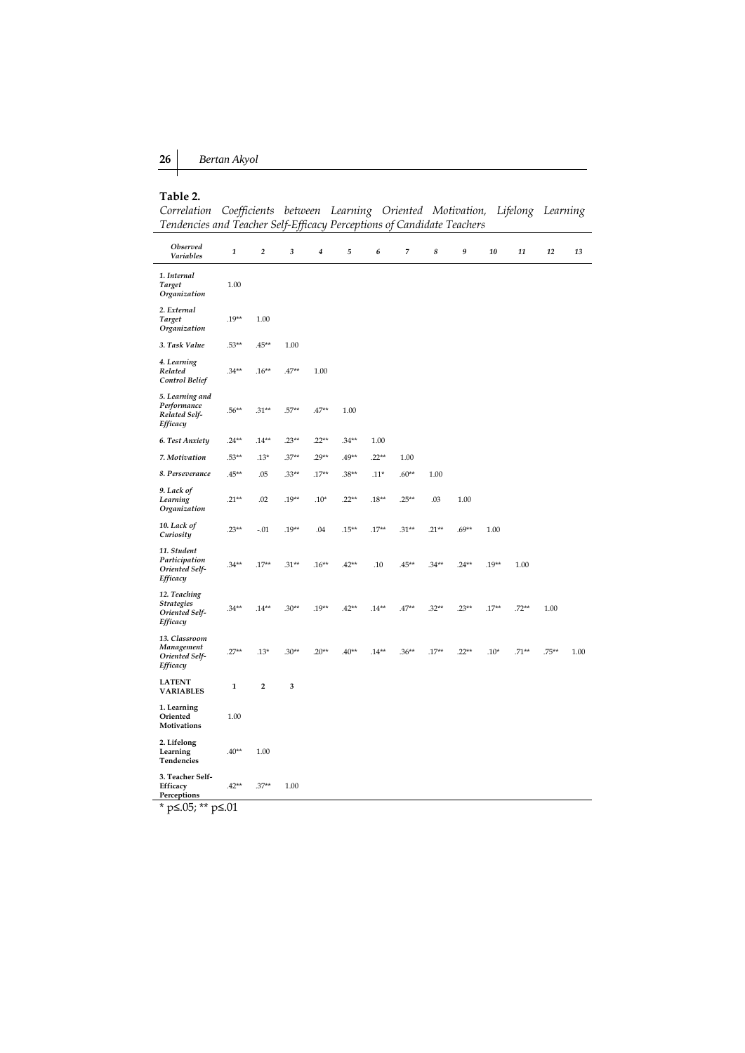**Table 2.**

*Correlation Coefficients between Learning Oriented Motivation, Lifelong Learning Tendencies and Teacher Self-Efficacy Perceptions of Candidate Teachers*

| *Observed Variables* | *1* | *2* | *3* | *4* | *5* | *6* | *7* | *8* | *9* | *10* | *11* | *12* | *13* |
|---|---|---|---|---|---|---|---|---|---|---|---|---|---|
| ***1. Internal Target Organization*** | 1.00 | | | | | | | | | | | | |
| ***2. External Target Organization*** | .19** | 1.00 | | | | | | | | | | | |
| ***3. Task Value*** | .53** | .45** | 1.00 | | | | | | | | | | |
| ***4. Learning Related Control Belief*** | .34** | .16** | .47** | 1.00 | | | | | | | | | |
| ***5. Learning and Performance Related Self-Efficacy*** | .56** | .31** | .57** | .47** | 1.00 | | | | | | | | |
| ***6. Test Anxiety*** | .24** | .14** | .23** | .22** | .34** | 1.00 | | | | | | | |
| ***7. Motivation*** | .53** | .13* | .37** | .29** | .49** | .22** | 1.00 | | | | | | |
| ***8. Perseverance*** | .45** | .05 | .33** | .17** | .38** | .11* | .60** | 1.00 | | | | | |
| ***9. Lack of Learning Organization*** | .21** | .02 | .19** | .10* | .22** | .18** | .25** | .03 | 1.00 | | | | |
| ***10. Lack of Curiosity*** | .23** | -.01 | .19** | .04 | .15** | .17** | .31** | .21** | .69** | 1.00 | | | |
| ***11. Student Participation Oriented Self-Efficacy*** | .34** | .17** | .31** | .16** | .42** | .10 | .45** | .34** | .24** | .19** | 1.00 | | |
| ***12. Teaching Strategies Oriented Self-Efficacy*** | .34** | .14** | .30** | .19** | .42** | .14** | .47** | .32** | .23** | .17** | .72** | 1.00 | |
| ***13. Classroom Management Oriented Self-Efficacy*** | .27** | .13* | .30** | .20** | .40** | .14** | .36** | .17** | .22** | .10* | .71** | .75** | 1.00 |
| **LATENT VARIABLES** | **1** | **2** | **3** | | | | | | | | | | |
| **1. Learning Oriented Motivations** | 1.00 | | | | | | | | | | | | |
| **2. Lifelong Learning Tendencies** | .40** | 1.00 | | | | | | | | | | | |
| **3. Teacher Self-Efficacy Perceptions** | .42** | .37** | 1.00 | | | | | | | | | | |

* p≤.05; ** p≤.01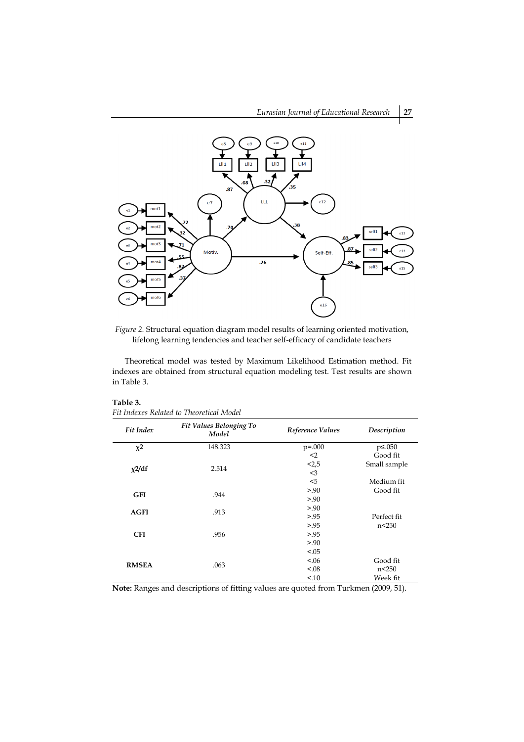*Figure 2.* Structural equation diagram model results of learning oriented motivation, lifelong learning tendencies and teacher self-efficacy of candidate teachers

Theoretical model was tested by Maximum Likelihood Estimation method. Fit indexes are obtained from structural equation modeling test. Test results are shown in Table 3.

**Table 3.**
*Fit Indexes Related to Theoretical Model*

| *Fit Index* | *Fit Values Belonging To Model* | *Reference Values* | *Description* |
|---|---|---|---|
| **χ2** | 148.323 | p=.000 | p≤.050 |
| | | <2 | Good fit |
| | | <2,5 | Small sample |
| **χ2/df** | 2.514 | <3 | |
| | | <5 | Medium fit |
| | | >.90 | Good fit |
| **GFI** | .944 | >.90 | |
| | | >.90 | |
| **AGFI** | .913 | >.95 | Perfect fit |
| | | >.95 | n<250 |
| **CFI** | .956 | >.95 | |
| | | >.90 | |
| | | <.05 | |
| | | <.06 | Good fit |
| **RMSEA** | .063 | <.08 | n<250 |
| | | <.10 | Week fit |

**Note:** Ranges and descriptions of fitting values are quoted from Turkmen (2009, 51).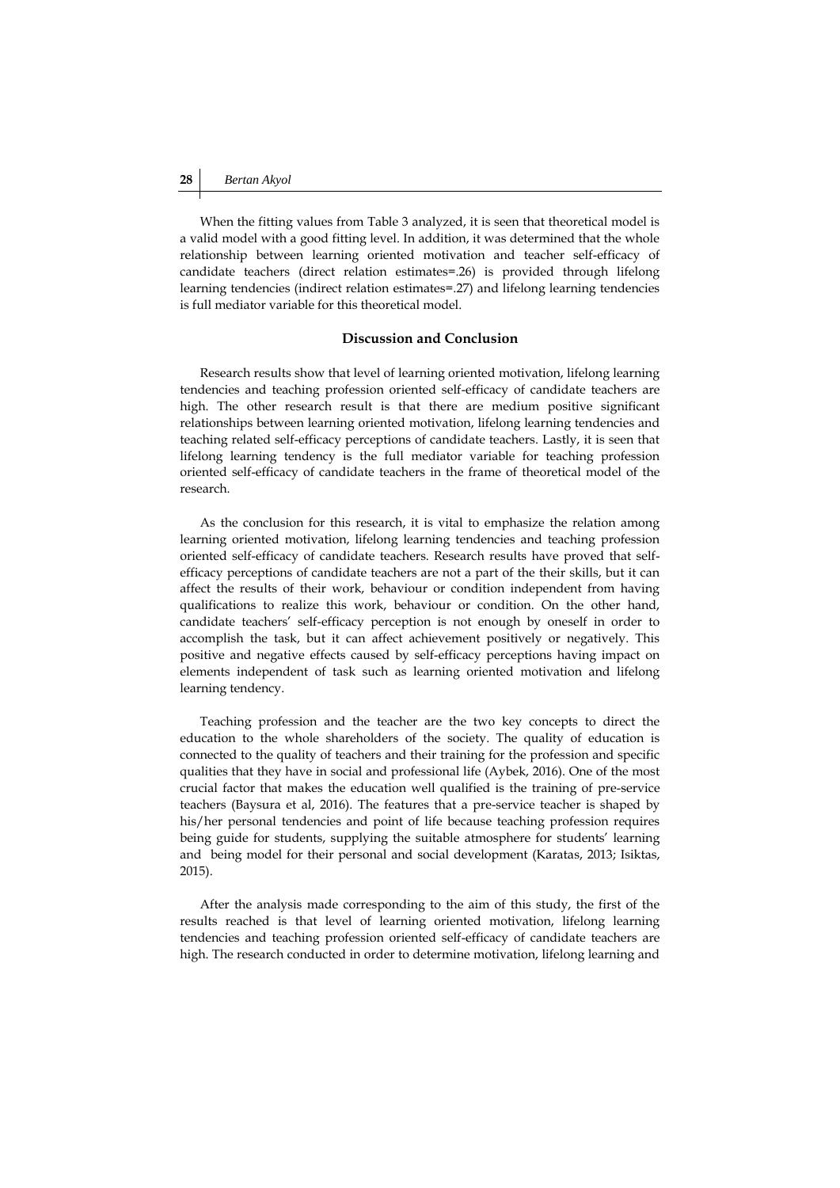When the fitting values from Table 3 analyzed, it is seen that theoretical model is a valid model with a good fitting level. In addition, it was determined that the whole relationship between learning oriented motivation and teacher self-efficacy of candidate teachers (direct relation estimates=.26) is provided through lifelong learning tendencies (indirect relation estimates=.27) and lifelong learning tendencies is full mediator variable for this theoretical model.

## Discussion and Conclusion

Research results show that level of learning oriented motivation, lifelong learning tendencies and teaching profession oriented self-efficacy of candidate teachers are high. The other research result is that there are medium positive significant relationships between learning oriented motivation, lifelong learning tendencies and teaching related self-efficacy perceptions of candidate teachers. Lastly, it is seen that lifelong learning tendency is the full mediator variable for teaching profession oriented self-efficacy of candidate teachers in the frame of theoretical model of the research.

As the conclusion for this research, it is vital to emphasize the relation among learning oriented motivation, lifelong learning tendencies and teaching profession oriented self-efficacy of candidate teachers. Research results have proved that self-efficacy perceptions of candidate teachers are not a part of the their skills, but it can affect the results of their work, behaviour or condition independent from having qualifications to realize this work, behaviour or condition. On the other hand, candidate teachers' self-efficacy perception is not enough by oneself in order to accomplish the task, but it can affect achievement positively or negatively. This positive and negative effects caused by self-efficacy perceptions having impact on elements independent of task such as learning oriented motivation and lifelong learning tendency.

Teaching profession and the teacher are the two key concepts to direct the education to the whole shareholders of the society. The quality of education is connected to the quality of teachers and their training for the profession and specific qualities that they have in social and professional life (Aybek, 2016). One of the most crucial factor that makes the education well qualified is the training of pre-service teachers (Baysura et al, 2016). The features that a pre-service teacher is shaped by his/her personal tendencies and point of life because teaching profession requires being guide for students, supplying the suitable atmosphere for students' learning and being model for their personal and social development (Karatas, 2013; Isiktas, 2015).

After the analysis made corresponding to the aim of this study, the first of the results reached is that level of learning oriented motivation, lifelong learning tendencies and teaching profession oriented self-efficacy of candidate teachers are high. The research conducted in order to determine motivation, lifelong learning and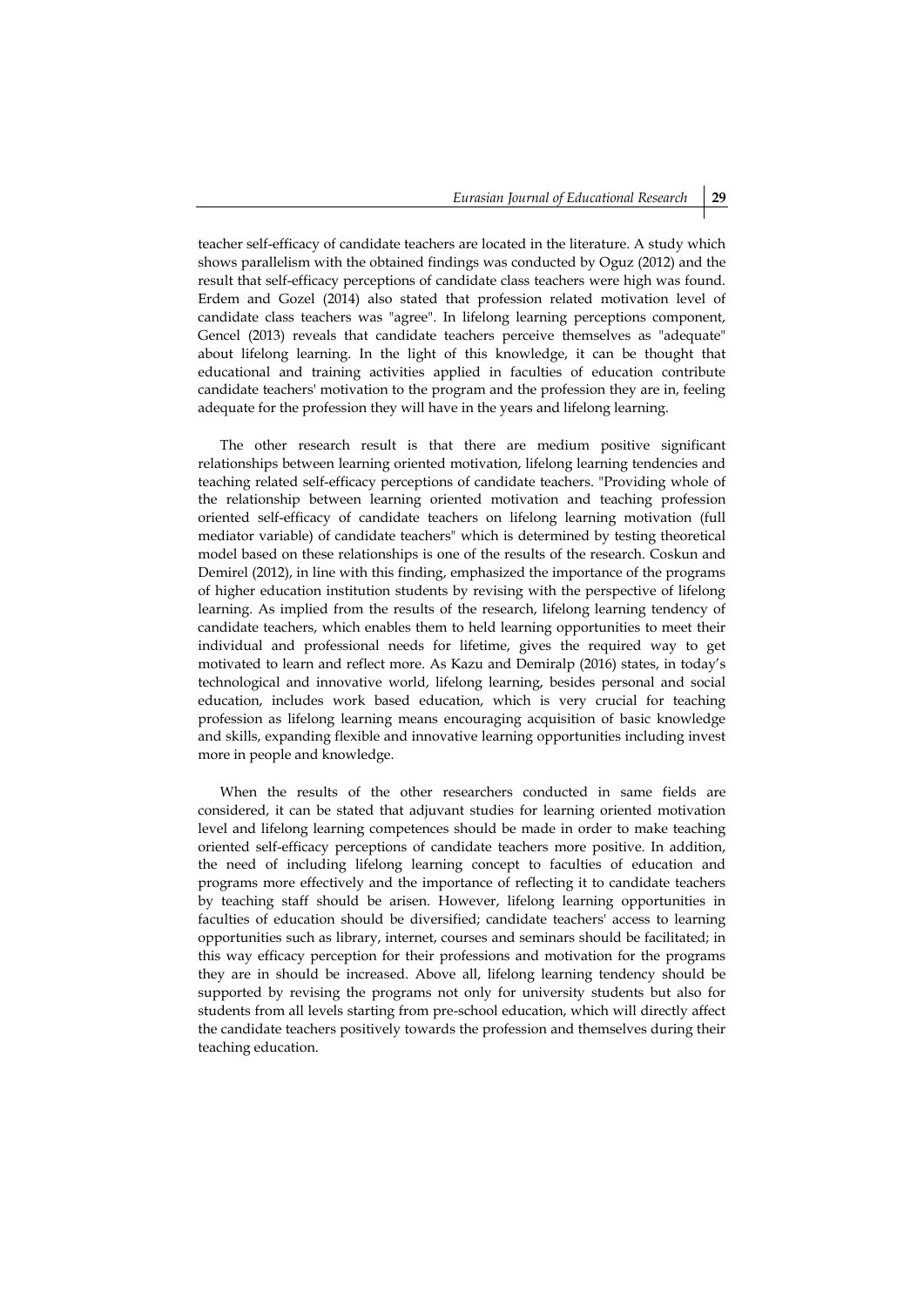teacher self-efficacy of candidate teachers are located in the literature. A study which shows parallelism with the obtained findings was conducted by Oguz (2012) and the result that self-efficacy perceptions of candidate class teachers were high was found. Erdem and Gozel (2014) also stated that profession related motivation level of candidate class teachers was "agree". In lifelong learning perceptions component, Gencel (2013) reveals that candidate teachers perceive themselves as "adequate" about lifelong learning. In the light of this knowledge, it can be thought that educational and training activities applied in faculties of education contribute candidate teachers' motivation to the program and the profession they are in, feeling adequate for the profession they will have in the years and lifelong learning.

The other research result is that there are medium positive significant relationships between learning oriented motivation, lifelong learning tendencies and teaching related self-efficacy perceptions of candidate teachers. "Providing whole of the relationship between learning oriented motivation and teaching profession oriented self-efficacy of candidate teachers on lifelong learning motivation (full mediator variable) of candidate teachers" which is determined by testing theoretical model based on these relationships is one of the results of the research. Coskun and Demirel (2012), in line with this finding, emphasized the importance of the programs of higher education institution students by revising with the perspective of lifelong learning. As implied from the results of the research, lifelong learning tendency of candidate teachers, which enables them to held learning opportunities to meet their individual and professional needs for lifetime, gives the required way to get motivated to learn and reflect more. As Kazu and Demiralp (2016) states, in today's technological and innovative world, lifelong learning, besides personal and social education, includes work based education, which is very crucial for teaching profession as lifelong learning means encouraging acquisition of basic knowledge and skills, expanding flexible and innovative learning opportunities including invest more in people and knowledge.

When the results of the other researchers conducted in same fields are considered, it can be stated that adjuvant studies for learning oriented motivation level and lifelong learning competences should be made in order to make teaching oriented self-efficacy perceptions of candidate teachers more positive. In addition, the need of including lifelong learning concept to faculties of education and programs more effectively and the importance of reflecting it to candidate teachers by teaching staff should be arisen. However, lifelong learning opportunities in faculties of education should be diversified; candidate teachers' access to learning opportunities such as library, internet, courses and seminars should be facilitated; in this way efficacy perception for their professions and motivation for the programs they are in should be increased. Above all, lifelong learning tendency should be supported by revising the programs not only for university students but also for students from all levels starting from pre-school education, which will directly affect the candidate teachers positively towards the profession and themselves during their teaching education.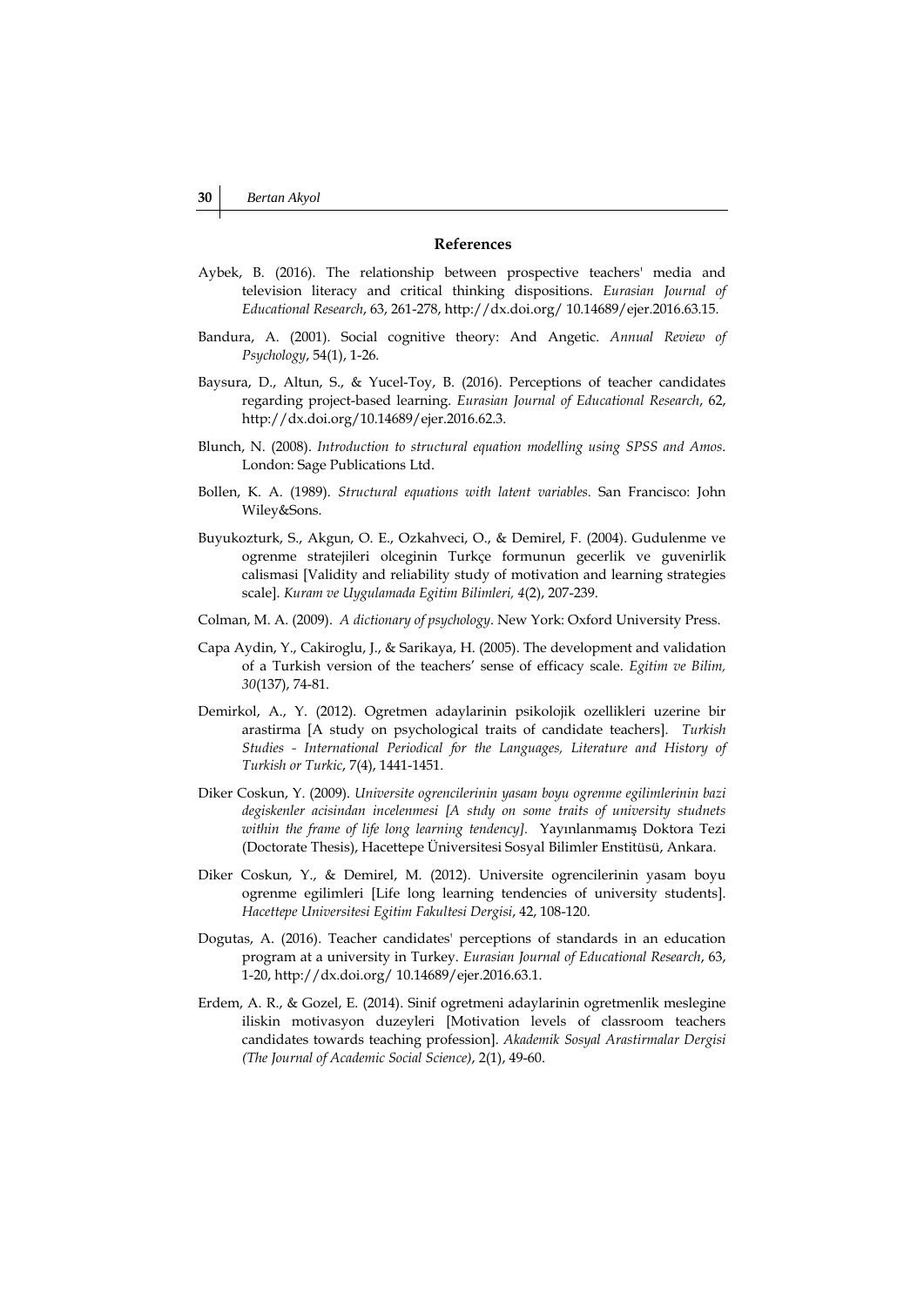## References

Aybek, B. (2016). The relationship between prospective teachers' media and television literacy and critical thinking dispositions. *Eurasian Journal of Educational Research*, 63, 261-278, http://dx.doi.org/ 10.14689/ejer.2016.63.15.

Bandura, A. (2001). Social cognitive theory: And Angetic. *Annual Review of Psychology*, 54(1), 1-26.

Baysura, D., Altun, S., & Yucel-Toy, B. (2016). Perceptions of teacher candidates regarding project-based learning. *Eurasian Journal of Educational Research*, 62, http://dx.doi.org/10.14689/ejer.2016.62.3.

Blunch, N. (2008). *Introduction to structural equation modelling using SPSS and Amos*. London: Sage Publications Ltd.

Bollen, K. A. (1989). *Structural equations with latent variables.* San Francisco: John Wiley&Sons.

Buyukozturk, S., Akgun, O. E., Ozkahveci, O., & Demirel, F. (2004). Gudulenme ve ogrenme stratejileri olceginin Turkçe formunun gecerlik ve guvenirlik calismasi [Validity and reliability study of motivation and learning strategies scale]. *Kuram ve Uygulamada Egitim Bilimleri, 4*(2), 207-239.

Colman, M. A. (2009). *A dictionary of psychology*. New York: Oxford University Press.

Capa Aydin, Y., Cakiroglu, J., & Sarikaya, H. (2005). The development and validation of a Turkish version of the teachers' sense of efficacy scale. *Egitim ve Bilim, 30*(137), 74-81.

Demirkol, A., Y. (2012). Ogretmen adaylarinin psikolojik ozellikleri uzerine bir arastirma [A study on psychological traits of candidate teachers]. *Turkish Studies - International Periodical for the Languages, Literature and History of Turkish or Turkic*, 7(4), 1441-1451.

Diker Coskun, Y. (2009). *Universite ogrencilerinin yasam boyu ogrenme egilimlerinin bazi degiskenler acisindan incelenmesi [A stıdy on some traits of university studnets within the frame of life long learning tendency].* Yayınlanmamış Doktora Tezi (Doctorate Thesis), Hacettepe Üniversitesi Sosyal Bilimler Enstitüsü, Ankara.

Diker Coskun, Y., & Demirel, M. (2012). Universite ogrencilerinin yasam boyu ogrenme egilimleri [Life long learning tendencies of university students]. *Hacettepe Universitesi Egitim Fakultesi Dergisi*, 42, 108-120.

Dogutas, A. (2016). Teacher candidates' perceptions of standards in an education program at a university in Turkey. *Eurasian Journal of Educational Research*, 63, 1-20, http://dx.doi.org/ 10.14689/ejer.2016.63.1.

Erdem, A. R., & Gozel, E. (2014). Sinif ogretmeni adaylarinin ogretmenlik meslegine iliskin motivasyon duzeyleri [Motivation levels of classroom teachers candidates towards teaching profession]. *Akademik Sosyal Arastirmalar Dergisi (The Journal of Academic Social Science)*, 2(1), 49-60.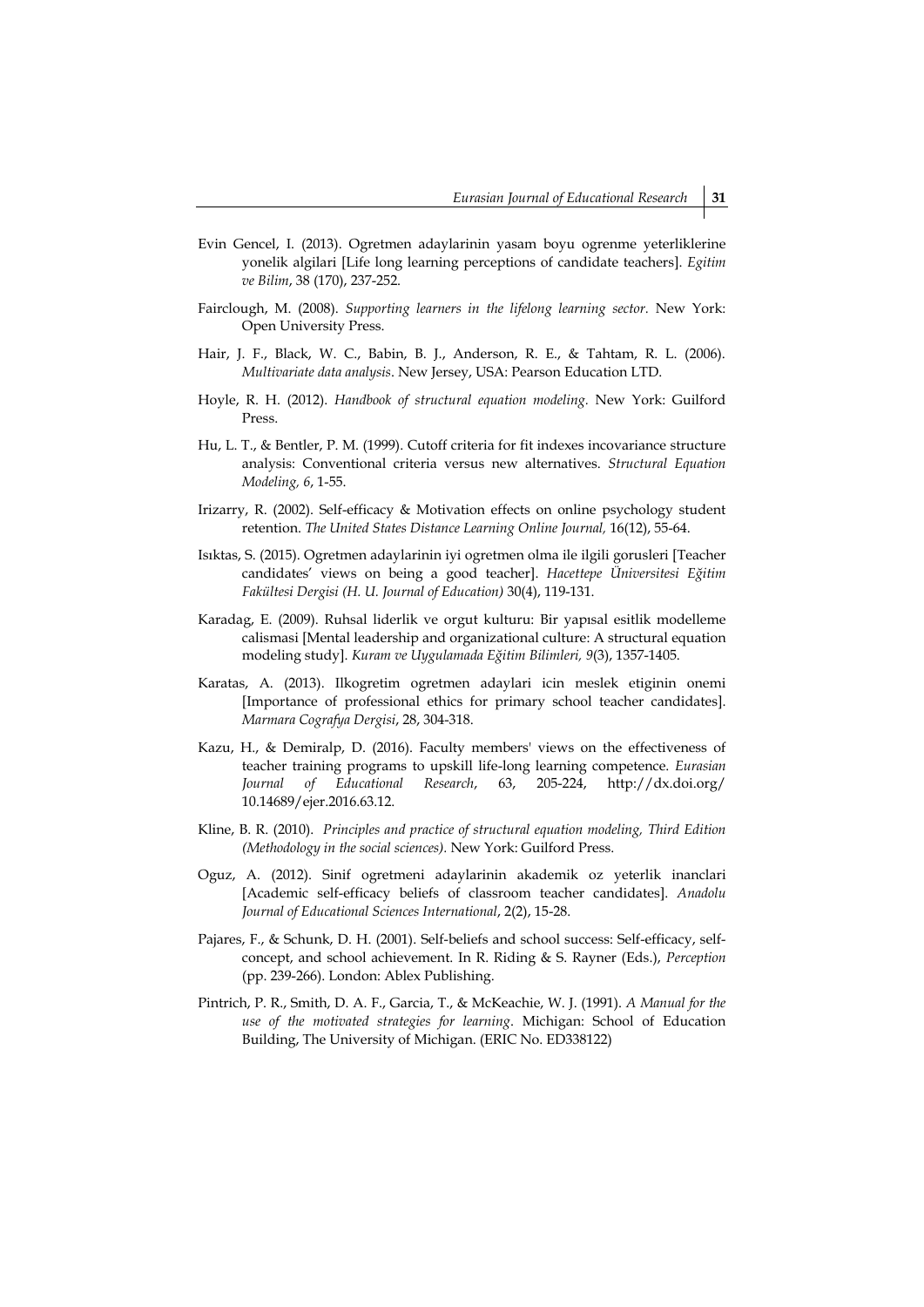Evin Gencel, I. (2013). Ogretmen adaylarinin yasam boyu ogrenme yeterliklerine yonelik algilari [Life long learning perceptions of candidate teachers]. *Egitim ve Bilim*, 38 (170), 237-252.

Fairclough, M. (2008). *Supporting learners in the lifelong learning sector*. New York: Open University Press.

Hair, J. F., Black, W. C., Babin, B. J., Anderson, R. E., & Tahtam, R. L. (2006). *Multivariate data analysis*. New Jersey, USA: Pearson Education LTD.

Hoyle, R. H. (2012). *Handbook of structural equation modeling*. New York: Guilford Press.

Hu, L. T., & Bentler, P. M. (1999). Cutoff criteria for fit indexes incovariance structure analysis: Conventional criteria versus new alternatives. *Structural Equation Modeling, 6*, 1-55.

Irizarry, R. (2002). Self-efficacy & Motivation effects on online psychology student retention. *The United States Distance Learning Online Journal,* 16(12), 55-64.

Isıktas, S. (2015). Ogretmen adaylarinin iyi ogretmen olma ile ilgili gorusleri [Teacher candidates' views on being a good teacher]. *Hacettepe Üniversitesi Eğitim Fakültesi Dergisi (H. U. Journal of Education)* 30(4), 119-131.

Karadag, E. (2009). Ruhsal liderlik ve orgut kulturu: Bir yapısal esitlik modelleme calismasi [Mental leadership and organizational culture: A structural equation modeling study]. *Kuram ve Uygulamada Eğitim Bilimleri, 9*(3), 1357-1405.

Karatas, A. (2013). Ilkogretim ogretmen adaylari icin meslek etiginin onemi [Importance of professional ethics for primary school teacher candidates]. *Marmara Cografya Dergisi*, 28, 304-318.

Kazu, H., & Demiralp, D. (2016). Faculty members' views on the effectiveness of teacher training programs to upskill life-long learning competence. *Eurasian Journal of Educational Research*, 63, 205-224, http://dx.doi.org/10.14689/ejer.2016.63.12.

Kline, B. R. (2010). *Principles and practice of structural equation modeling, Third Edition (Methodology in the social sciences).* New York: Guilford Press.

Oguz, A. (2012). Sinif ogretmeni adaylarinin akademik oz yeterlik inanclari [Academic self-efficacy beliefs of classroom teacher candidates]. *Anadolu Journal of Educational Sciences International*, 2(2), 15-28.

Pajares, F., & Schunk, D. H. (2001). Self-beliefs and school success: Self-efficacy, self-concept, and school achievement. In R. Riding & S. Rayner (Eds.), *Perception* (pp. 239-266). London: Ablex Publishing.

Pintrich, P. R., Smith, D. A. F., Garcia, T., & McKeachie, W. J. (1991). *A Manual for the use of the motivated strategies for learning*. Michigan: School of Education Building, The University of Michigan. (ERIC No. ED338122)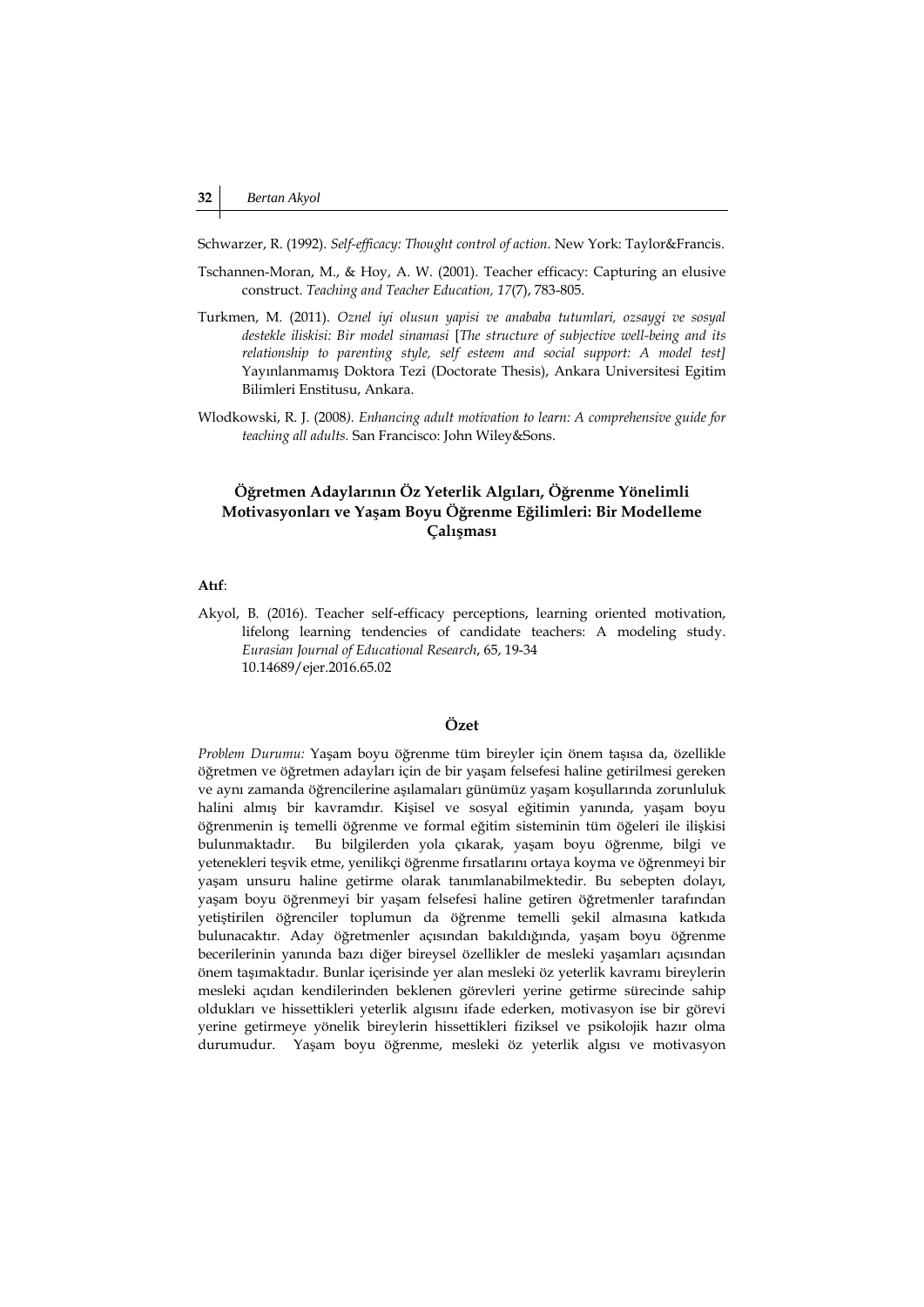Schwarzer, R. (1992). *Self-efficacy: Thought control of action*. New York: Taylor&Francis.

Tschannen-Moran, M., & Hoy, A. W. (2001). Teacher efficacy: Capturing an elusive construct. *Teaching and Teacher Education, 17*(7), 783-805.

Turkmen, M. (2011). *Oznel iyi olusun yapisi ve anababa tutumlari, ozsaygi ve sosyal destekle iliskisi: Bir model sinamasi* [*The structure of subjective well-being and its relationship to parenting style, self esteem and social support: A model test]* Yayınlanmamış Doktora Tezi (Doctorate Thesis), Ankara Universitesi Egitim Bilimleri Enstitusu, Ankara.

Wlodkowski, R. J. (2008*). Enhancing adult motivation to learn: A comprehensive guide for teaching all adults.* San Francisco: John Wiley&Sons.

## Öğretmen Adaylarının Öz Yeterlik Algıları, Öğrenme Yönelimli Motivasyonları ve Yaşam Boyu Öğrenme Eğilimleri: Bir Modelleme Çalışması

**Atıf**:

Akyol, B. (2016). Teacher self-efficacy perceptions, learning oriented motivation, lifelong learning tendencies of candidate teachers: A modeling study. *Eurasian Journal of Educational Research*, 65, 19-34 10.14689/ejer.2016.65.02

### Özet

*Problem Durumu:* Yaşam boyu öğrenme tüm bireyler için önem taşısa da, özellikle öğretmen ve öğretmen adayları için de bir yaşam felsefesi haline getirilmesi gereken ve aynı zamanda öğrencilerine aşılamaları günümüz yaşam koşullarında zorunluluk halini almış bir kavramdır. Kişisel ve sosyal eğitimin yanında, yaşam boyu öğrenmenin iş temelli öğrenme ve formal eğitim sisteminin tüm öğeleri ile ilişkisi bulunmaktadır. Bu bilgilerden yola çıkarak, yaşam boyu öğrenme, bilgi ve yetenekleri teşvik etme, yenilikçi öğrenme fırsatlarını ortaya koyma ve öğrenmeyi bir yaşam unsuru haline getirme olarak tanımlanabilmektedir. Bu sebepten dolayı, yaşam boyu öğrenmeyi bir yaşam felsefesi haline getiren öğretmenler tarafından yetiştirilen öğrenciler toplumun da öğrenme temelli şekil almasına katkıda bulunacaktır. Aday öğretmenler açısından bakıldığında, yaşam boyu öğrenme becerilerinin yanında bazı diğer bireysel özellikler de mesleki yaşamları açısından önem taşımaktadır. Bunlar içerisinde yer alan mesleki öz yeterlik kavramı bireylerin mesleki açıdan kendilerinden beklenen görevleri yerine getirme sürecinde sahip oldukları ve hissettikleri yeterlik algısını ifade ederken, motivasyon ise bir görevi yerine getirmeye yönelik bireylerin hissettikleri fiziksel ve psikolojik hazır olma durumudur. Yaşam boyu öğrenme, mesleki öz yeterlik algısı ve motivasyon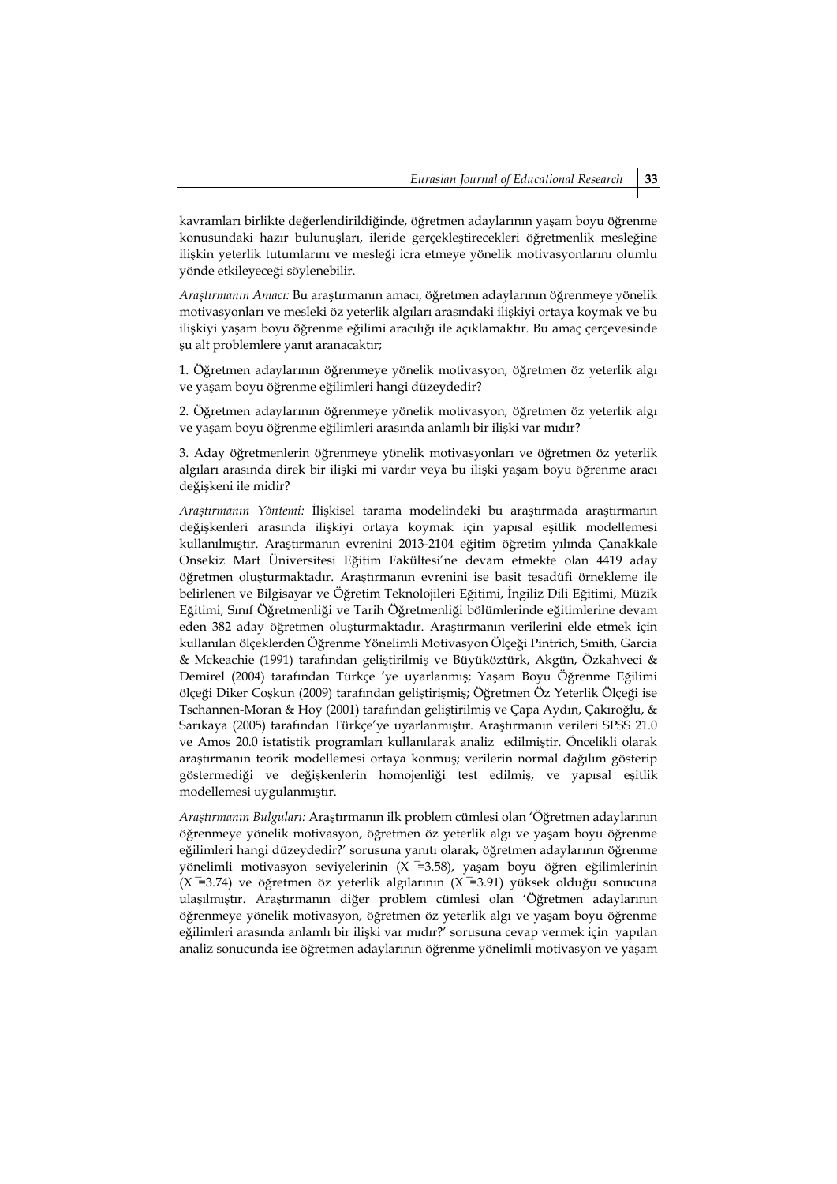kavramları birlikte değerlendirildiğinde, öğretmen adaylarının yaşam boyu öğrenme konusundaki hazır bulunuşları, ileride gerçekleştirecekleri öğretmenlik mesleğine ilişkin yeterlik tutumlarını ve mesleği icra etmeye yönelik motivasyonlarını olumlu yönde etkileyeceği söylenebilir.

*Araştırmanın Amacı:* Bu araştırmanın amacı, öğretmen adaylarının öğrenmeye yönelik motivasyonları ve mesleki öz yeterlik algıları arasındaki ilişkiyi ortaya koymak ve bu ilişkiyi yaşam boyu öğrenme eğilimi aracılığı ile açıklamaktır. Bu amaç çerçevesinde şu alt problemlere yanıt aranacaktır;

1. Öğretmen adaylarının öğrenmeye yönelik motivasyon, öğretmen öz yeterlik algı ve yaşam boyu öğrenme eğilimleri hangi düzeydedir?

2. Öğretmen adaylarının öğrenmeye yönelik motivasyon, öğretmen öz yeterlik algı ve yaşam boyu öğrenme eğilimleri arasında anlamlı bir ilişki var mıdır?

3. Aday öğretmenlerin öğrenmeye yönelik motivasyonları ve öğretmen öz yeterlik algıları arasında direk bir ilişki mi vardır veya bu ilişki yaşam boyu öğrenme aracı değişkeni ile midir?

*Araştırmanın Yöntemi:* İlişkisel tarama modelindeki bu araştırmada araştırmanın değişkenleri arasında ilişkiyi ortaya koymak için yapısal eşitlik modellemesi kullanılmıştır. Araştırmanın evrenini 2013-2104 eğitim öğretim yılında Çanakkale Onsekiz Mart Üniversitesi Eğitim Fakültesi'ne devam etmekte olan 4419 aday öğretmen oluşturmaktadır. Araştırmanın evrenini ise basit tesadüfi örnekleme ile belirlenen ve Bilgisayar ve Öğretim Teknolojileri Eğitimi, İngiliz Dili Eğitimi, Müzik Eğitimi, Sınıf Öğretmenliği ve Tarih Öğretmenliği bölümlerinde eğitimlerine devam eden 382 aday öğretmen oluşturmaktadır. Araştırmanın verilerini elde etmek için kullanılan ölçeklerden Öğrenme Yönelimli Motivasyon Ölçeği Pintrich, Smith, Garcia & Mckeachie (1991) tarafından geliştirilmiş ve Büyüköztürk, Akgün, Özkahveci & Demirel (2004) tarafından Türkçe 'ye uyarlanmış; Yaşam Boyu Öğrenme Eğilimi ölçeği Diker Coşkun (2009) tarafından geliştirişmiş; Öğretmen Öz Yeterlik Ölçeği ise Tschannen-Moran & Hoy (2001) tarafından geliştirilmiş ve Çapa Aydın, Çakıroğlu, & Sarıkaya (2005) tarafından Türkçe'ye uyarlanmıştır. Araştırmanın verileri SPSS 21.0 ve Amos 20.0 istatistik programları kullanılarak analiz edilmiştir. Öncelikli olarak araştırmanın teorik modellemesi ortaya konmuş; verilerin normal dağılım gösterip göstermediği ve değişkenlerin homojenliği test edilmiş, ve yapısal eşitlik modellemesi uygulanmıştır.

*Araştırmanın Bulguları:* Araştırmanın ilk problem cümlesi olan 'Öğretmen adaylarının öğrenmeye yönelik motivasyon, öğretmen öz yeterlik algı ve yaşam boyu öğrenme eğilimleri hangi düzeydedir?' sorusuna yanıtı olarak, öğretmen adaylarının öğrenme yönelimli motivasyon seviyelerinin ($\bar{X}$=3.58), yaşam boyu öğren eğilimlerinin ($\bar{X}$=3.74) ve öğretmen öz yeterlik algılarının ($\bar{X}$=3.91) yüksek olduğu sonucuna ulaşılmıştır. Araştırmanın diğer problem cümlesi olan 'Öğretmen adaylarının öğrenmeye yönelik motivasyon, öğretmen öz yeterlik algı ve yaşam boyu öğrenme eğilimleri arasında anlamlı bir ilişki var mıdır?' sorusuna cevap vermek için yapılan analiz sonucunda ise öğretmen adaylarının öğrenme yönelimli motivasyon ve yaşam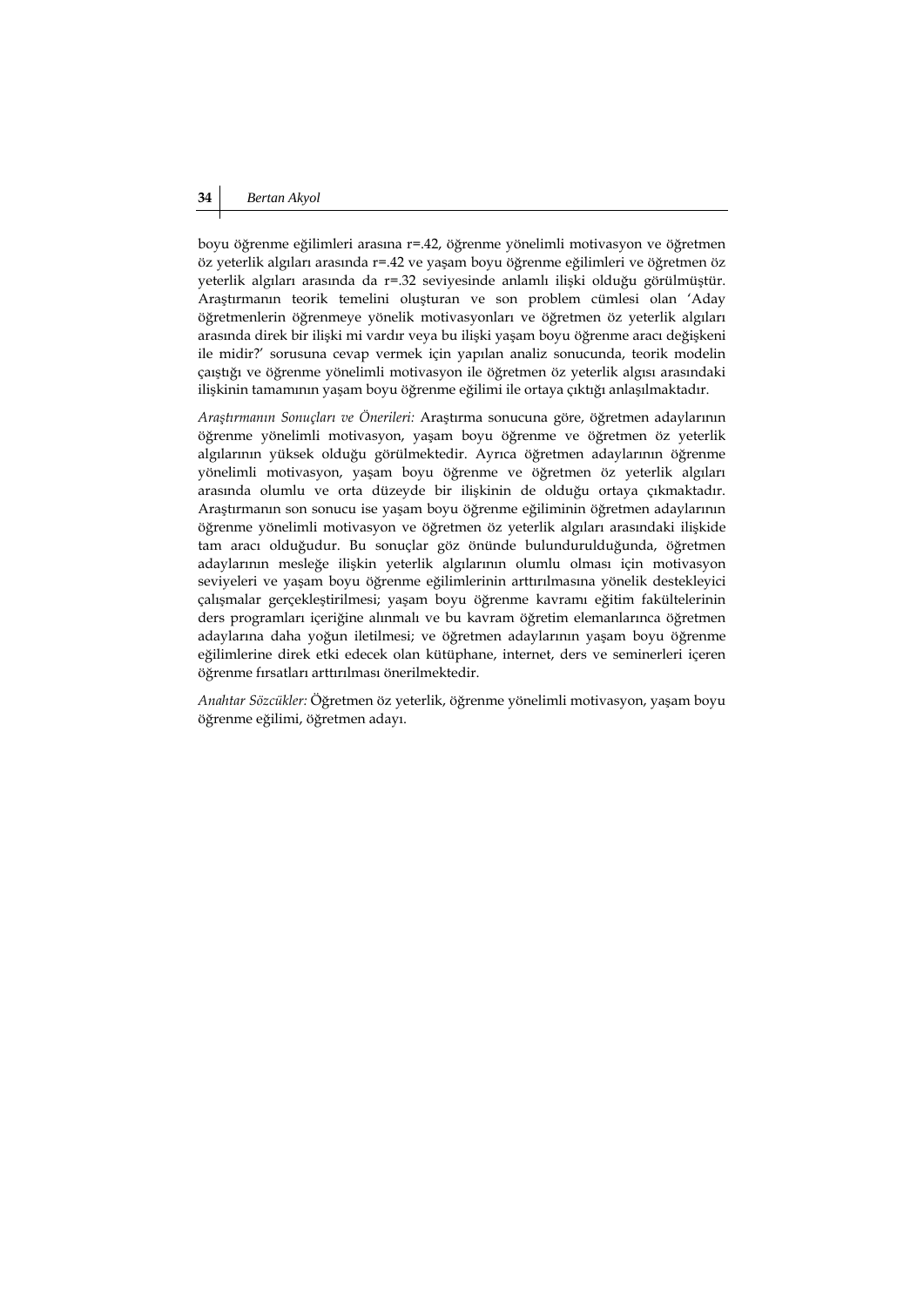boyu öğrenme eğilimleri arasına r=.42, öğrenme yönelimli motivasyon ve öğretmen öz yeterlik algıları arasında r=.42 ve yaşam boyu öğrenme eğilimleri ve öğretmen öz yeterlik algıları arasında da r=.32 seviyesinde anlamlı ilişki olduğu görülmüştür. Araştırmanın teorik temelini oluşturan ve son problem cümlesi olan 'Aday öğretmenlerin öğrenmeye yönelik motivasyonları ve öğretmen öz yeterlik algıları arasında direk bir ilişki mi vardır veya bu ilişki yaşam boyu öğrenme aracı değişkeni ile midir?' sorusuna cevap vermek için yapılan analiz sonucunda, teorik modelin çaıştığı ve öğrenme yönelimli motivasyon ile öğretmen öz yeterlik algısı arasındaki ilişkinin tamamının yaşam boyu öğrenme eğilimi ile ortaya çıktığı anlaşılmaktadır.

*Araştırmanın Sonuçları ve Önerileri:* Araştırma sonucuna göre, öğretmen adaylarının öğrenme yönelimli motivasyon, yaşam boyu öğrenme ve öğretmen öz yeterlik algılarının yüksek olduğu görülmektedir. Ayrıca öğretmen adaylarının öğrenme yönelimli motivasyon, yaşam boyu öğrenme ve öğretmen öz yeterlik algıları arasında olumlu ve orta düzeyde bir ilişkinin de olduğu ortaya çıkmaktadır. Araştırmanın son sonucu ise yaşam boyu öğrenme eğiliminin öğretmen adaylarının öğrenme yönelimli motivasyon ve öğretmen öz yeterlik algıları arasındaki ilişkide tam aracı olduğudur. Bu sonuçlar göz önünde bulundurulduğunda, öğretmen adaylarının mesleğe ilişkin yeterlik algılarının olumlu olması için motivasyon seviyeleri ve yaşam boyu öğrenme eğilimlerinin arttırılmasına yönelik destekleyici çalışmalar gerçekleştirilmesi; yaşam boyu öğrenme kavramı eğitim fakültelerinin ders programları içeriğine alınmalı ve bu kavram öğretim elemanlarınca öğretmen adaylarına daha yoğun iletilmesi; ve öğretmen adaylarının yaşam boyu öğrenme eğilimlerine direk etki edecek olan kütüphane, internet, ders ve seminerleri içeren öğrenme fırsatları arttırılması önerilmektedir.

*Anahtar Sözcükler:* Öğretmen öz yeterlik, öğrenme yönelimli motivasyon, yaşam boyu öğrenme eğilimi, öğretmen adayı.